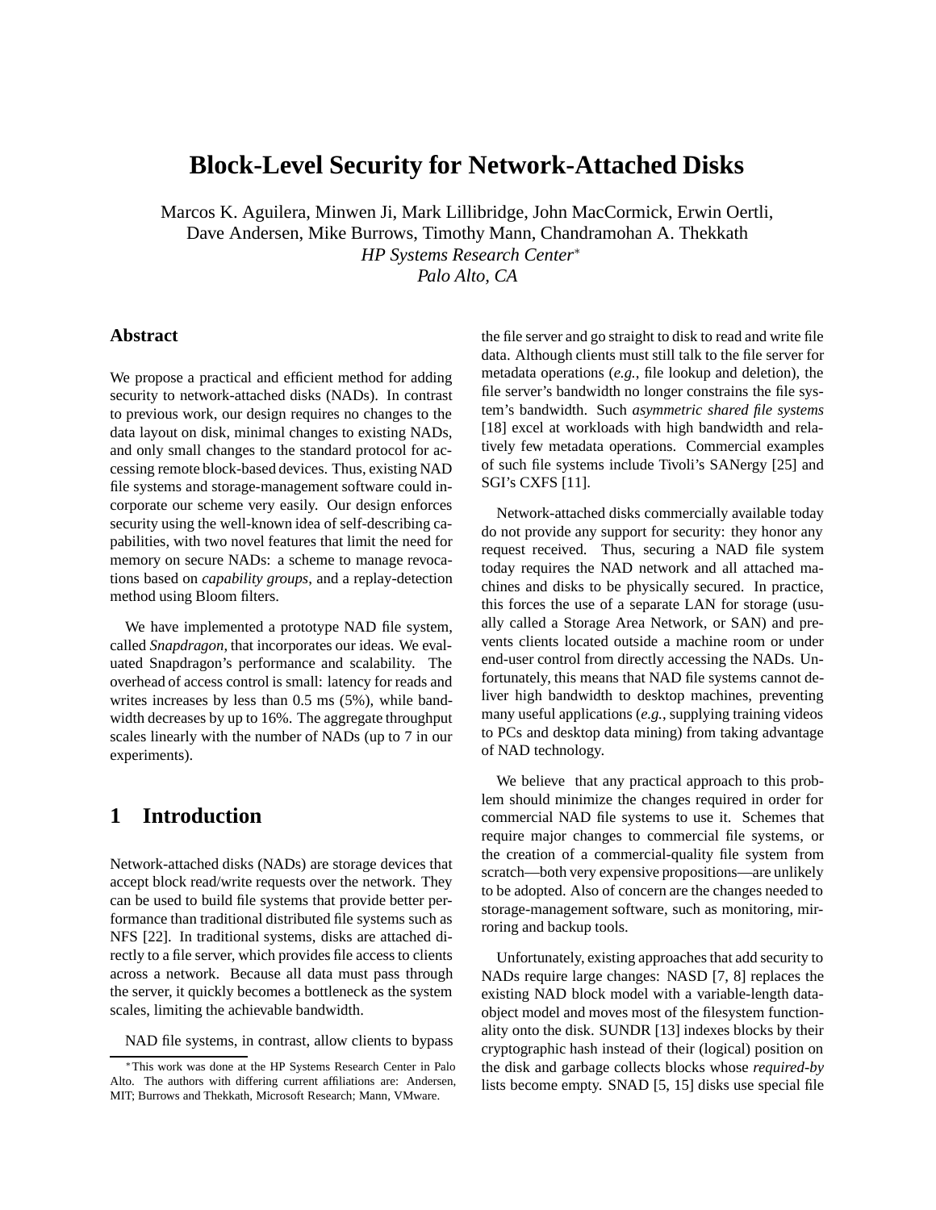# Block-Level Security for Network-Attached Disks

Marcos K. Aguilera, Minwen Ji, Mark Lillibridge, John MacCormick, Erwin Oertli, Dave Andersen, Mike Burrows, Timothy Mann, Chandramohan A. Thekkath

*HP Systems Research Center*[*]

*Palo Alto, CA*

## Abstract

We propose a practical and efficient method for adding security to network-attached disks (NADs). In contrast to previous work, our design requires no changes to the data layout on disk, minimal changes to existing NADs, and only small changes to the standard protocol for accessing remote block-based devices. Thus, existing NAD file systems and storage-management software could incorporate our scheme very easily. Our design enforces security using the well-known idea of self-describing capabilities, with two novel features that limit the need for memory on secure NADs: a scheme to manage revocations based on *capability groups*, and a replay-detection method using Bloom filters.

We have implemented a prototype NAD file system, called *Snapdragon*, that incorporates our ideas. We evaluated Snapdragon's performance and scalability. The overhead of access control is small: latency for reads and writes increases by less than 0.5 ms (5%), while bandwidth decreases by up to 16%. The aggregate throughput scales linearly with the number of NADs (up to 7 in our experiments).

## 1 Introduction

Network-attached disks (NADs) are storage devices that accept block read/write requests over the network. They can be used to build file systems that provide better performance than traditional distributed file systems such as NFS [22]. In traditional systems, disks are attached directly to a file server, which provides file access to clients across a network. Because all data must pass through the server, it quickly becomes a bottleneck as the system scales, limiting the achievable bandwidth.

NAD file systems, in contrast, allow clients to bypass the file server and go straight to disk to read and write file data. Although clients must still talk to the file server for metadata operations (*e.g.*, file lookup and deletion), the file server's bandwidth no longer constrains the file system's bandwidth. Such *asymmetric shared file systems* [18] excel at workloads with high bandwidth and relatively few metadata operations. Commercial examples of such file systems include Tivoli's SANergy [25] and SGI's CXFS [11].

Network-attached disks commercially available today do not provide any support for security: they honor any request received. Thus, securing a NAD file system today requires the NAD network and all attached machines and disks to be physically secured. In practice, this forces the use of a separate LAN for storage (usually called a Storage Area Network, or SAN) and prevents clients located outside a machine room or under end-user control from directly accessing the NADs. Unfortunately, this means that NAD file systems cannot deliver high bandwidth to desktop machines, preventing many useful applications (*e.g.*, supplying training videos to PCs and desktop data mining) from taking advantage of NAD technology.

We believe that any practical approach to this problem should minimize the changes required in order for commercial NAD file systems to use it. Schemes that require major changes to commercial file systems, or the creation of a commercial-quality file system from scratch—both very expensive propositions—are unlikely to be adopted. Also of concern are the changes needed to storage-management software, such as monitoring, mirroring and backup tools.

Unfortunately, existing approaches that add security to NADs require large changes: NASD [7, 8] replaces the existing NAD block model with a variable-length data-object model and moves most of the filesystem functionality onto the disk. SUNDR [13] indexes blocks by their cryptographic hash instead of their (logical) position on the disk and garbage collects blocks whose *required-by* lists become empty. SNAD [5, 15] disks use special file

[*] This work was done at the HP Systems Research Center in Palo Alto. The authors with differing current affiliations are: Andersen, MIT; Burrows and Thekkath, Microsoft Research; Mann, VMware.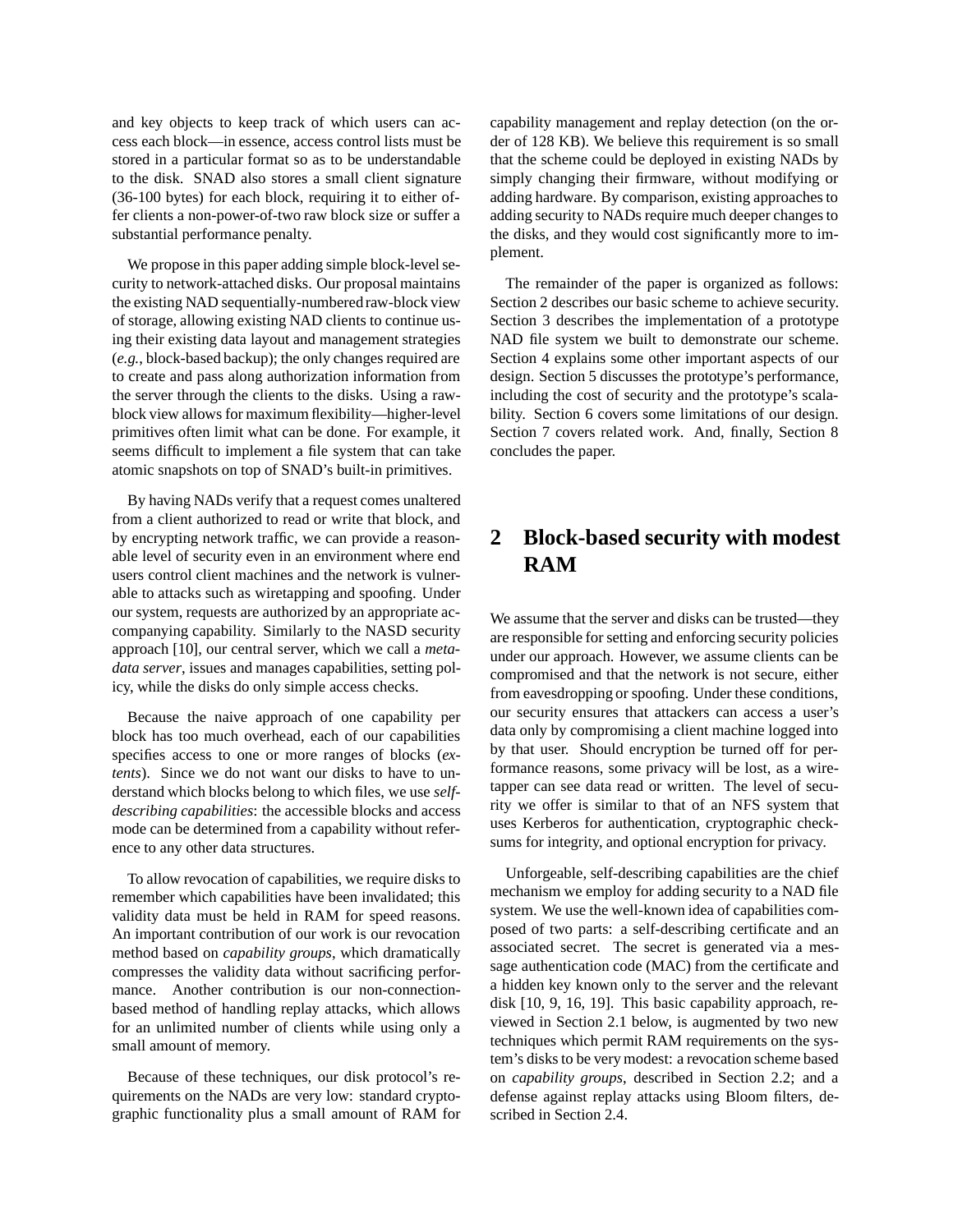and key objects to keep track of which users can access each block—in essence, access control lists must be stored in a particular format so as to be understandable to the disk. SNAD also stores a small client signature (36-100 bytes) for each block, requiring it to either offer clients a non-power-of-two raw block size or suffer a substantial performance penalty.

We propose in this paper adding simple block-level security to network-attached disks. Our proposal maintains the existing NAD sequentially-numbered raw-block view of storage, allowing existing NAD clients to continue using their existing data layout and management strategies (*e.g.*, block-based backup); the only changes required are to create and pass along authorization information from the server through the clients to the disks. Using a raw-block view allows for maximum flexibility—higher-level primitives often limit what can be done. For example, it seems difficult to implement a file system that can take atomic snapshots on top of SNAD's built-in primitives.

By having NADs verify that a request comes unaltered from a client authorized to read or write that block, and by encrypting network traffic, we can provide a reasonable level of security even in an environment where end users control client machines and the network is vulnerable to attacks such as wiretapping and spoofing. Under our system, requests are authorized by an appropriate accompanying capability. Similarly to the NASD security approach [10], our central server, which we call a *metadata server*, issues and manages capabilities, setting policy, while the disks do only simple access checks.

Because the naive approach of one capability per block has too much overhead, each of our capabilities specifies access to one or more ranges of blocks (*extents*). Since we do not want our disks to have to understand which blocks belong to which files, we use *self-describing capabilities*: the accessible blocks and access mode can be determined from a capability without reference to any other data structures.

To allow revocation of capabilities, we require disks to remember which capabilities have been invalidated; this validity data must be held in RAM for speed reasons. An important contribution of our work is our revocation method based on *capability groups*, which dramatically compresses the validity data without sacrificing performance. Another contribution is our non-connection-based method of handling replay attacks, which allows for an unlimited number of clients while using only a small amount of memory.

Because of these techniques, our disk protocol's requirements on the NADs are very low: standard cryptographic functionality plus a small amount of RAM for capability management and replay detection (on the order of 128 KB). We believe this requirement is so small that the scheme could be deployed in existing NADs by simply changing their firmware, without modifying or adding hardware. By comparison, existing approaches to adding security to NADs require much deeper changes to the disks, and they would cost significantly more to implement.

The remainder of the paper is organized as follows: Section 2 describes our basic scheme to achieve security. Section 3 describes the implementation of a prototype NAD file system we built to demonstrate our scheme. Section 4 explains some other important aspects of our design. Section 5 discusses the prototype's performance, including the cost of security and the prototype's scalability. Section 6 covers some limitations of our design. Section 7 covers related work. And, finally, Section 8 concludes the paper.

## 2 Block-based security with modest RAM

We assume that the server and disks can be trusted—they are responsible for setting and enforcing security policies under our approach. However, we assume clients can be compromised and that the network is not secure, either from eavesdropping or spoofing. Under these conditions, our security ensures that attackers can access a user's data only by compromising a client machine logged into by that user. Should encryption be turned off for performance reasons, some privacy will be lost, as a wiretapper can see data read or written. The level of security we offer is similar to that of an NFS system that uses Kerberos for authentication, cryptographic checksums for integrity, and optional encryption for privacy.

Unforgeable, self-describing capabilities are the chief mechanism we employ for adding security to a NAD file system. We use the well-known idea of capabilities composed of two parts: a self-describing certificate and an associated secret. The secret is generated via a message authentication code (MAC) from the certificate and a hidden key known only to the server and the relevant disk [10, 9, 16, 19]. This basic capability approach, reviewed in Section 2.1 below, is augmented by two new techniques which permit RAM requirements on the system's disks to be very modest: a revocation scheme based on *capability groups*, described in Section 2.2; and a defense against replay attacks using Bloom filters, described in Section 2.4.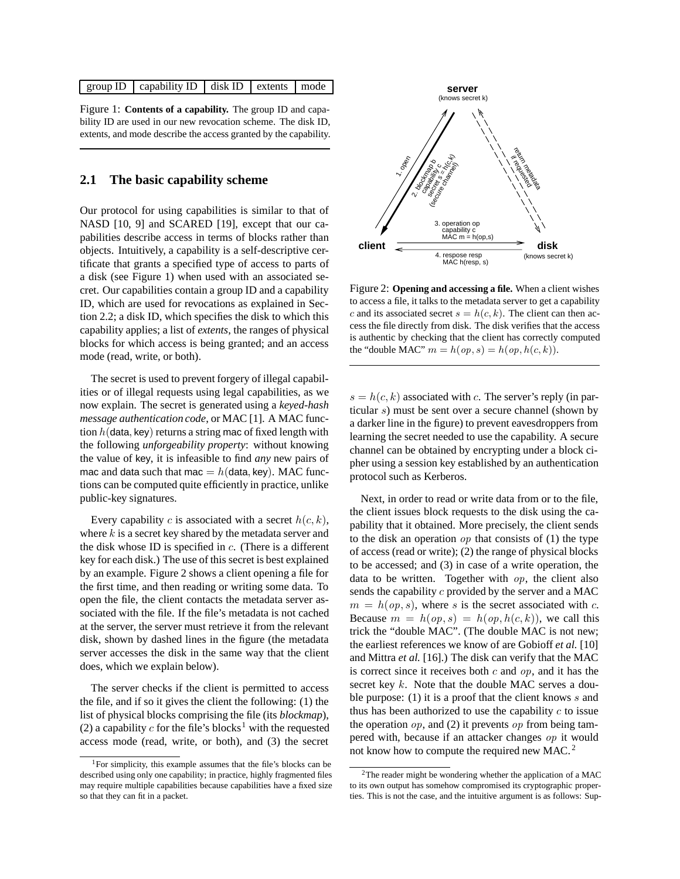| group ID | capability ID | disk ID | extents | mode |
|---|---|---|---|---|

Figure 1: **Contents of a capability.** The group ID and capability ID are used in our new revocation scheme. The disk ID, extents, and mode describe the access granted by the capability.

## 2.1 The basic capability scheme

Our protocol for using capabilities is similar to that of NASD [10, 9] and SCARED [19], except that our capabilities describe access in terms of blocks rather than objects. Intuitively, a capability is a self-descriptive certificate that grants a specified type of access to parts of a disk (see Figure 1) when used with an associated secret. Our capabilities contain a group ID and a capability ID, which are used for revocations as explained in Section 2.2; a disk ID, which specifies the disk to which this capability applies; a list of *extents*, the ranges of physical blocks for which access is being granted; and an access mode (read, write, or both).

The secret is used to prevent forgery of illegal capabilities or of illegal requests using legal capabilities, as we now explain. The secret is generated using a *keyed-hash message authentication code*, or MAC [1]. A MAC function $h(\mathsf{data}, \mathsf{key})$ returns a string mac of fixed length with the following *unforgeability property*: without knowing the value of key, it is infeasible to find *any* new pairs of mac and data such that $\mathsf{mac} = h(\mathsf{data}, \mathsf{key})$. MAC functions can be computed quite efficiently in practice, unlike public-key signatures.

Every capability $c$ is associated with a secret $h(c, k)$, where $k$ is a secret key shared by the metadata server and the disk whose ID is specified in $c$. (There is a different key for each disk.) The use of this secret is best explained by an example. Figure 2 shows a client opening a file for the first time, and then reading or writing some data. To open the file, the client contacts the metadata server associated with the file. If the file's metadata is not cached at the server, the server must retrieve it from the relevant disk, shown by dashed lines in the figure (the metadata server accesses the disk in the same way that the client does, which we explain below).

The server checks if the client is permitted to access the file, and if so it gives the client the following: (1) the list of physical blocks comprising the file (its *blockmap*), (2) a capability $c$ for the file's blocks[1] with the requested access mode (read, write, or both), and (3) the secret

Figure 2: **Opening and accessing a file.** When a client wishes to access a file, it talks to the metadata server to get a capability $c$ and its associated secret $s = h(c, k)$. The client can then access the file directly from disk. The disk verifies that the access is authentic by checking that the client has correctly computed the "double MAC" $m = h(op, s) = h(op, h(c, k))$.

$s = h(c, k)$ associated with $c$. The server's reply (in particular $s$) must be sent over a secure channel (shown by a darker line in the figure) to prevent eavesdroppers from learning the secret needed to use the capability. A secure channel can be obtained by encrypting under a block cipher using a session key established by an authentication protocol such as Kerberos.

Next, in order to read or write data from or to the file, the client issues block requests to the disk using the capability that it obtained. More precisely, the client sends to the disk an operation $op$ that consists of (1) the type of access (read or write); (2) the range of physical blocks to be accessed; and (3) in case of a write operation, the data to be written. Together with $op$, the client also sends the capability $c$ provided by the server and a MAC $m = h(op, s)$, where $s$ is the secret associated with $c$. Because $m = h(op, s) = h(op, h(c, k))$, we call this trick the "double MAC". (The double MAC is not new; the earliest references we know of are Gobioff *et al.* [10] and Mittra *et al.* [16].) The disk can verify that the MAC is correct since it receives both $c$ and $op$, and it has the secret key $k$. Note that the double MAC serves a double purpose: (1) it is a proof that the client knows $s$ and thus has been authorized to use the capability $c$ to issue the operation $op$, and (2) it prevents $op$ from being tampered with, because if an attacker changes $op$ it would not know how to compute the required new MAC.[2]

[1] For simplicity, this example assumes that the file's blocks can be described using only one capability; in practice, highly fragmented files may require multiple capabilities because capabilities have a fixed size so that they can fit in a packet.

[2] The reader might be wondering whether the application of a MAC to its own output has somehow compromised its cryptographic properties. This is not the case, and the intuitive argument is as follows: Sup-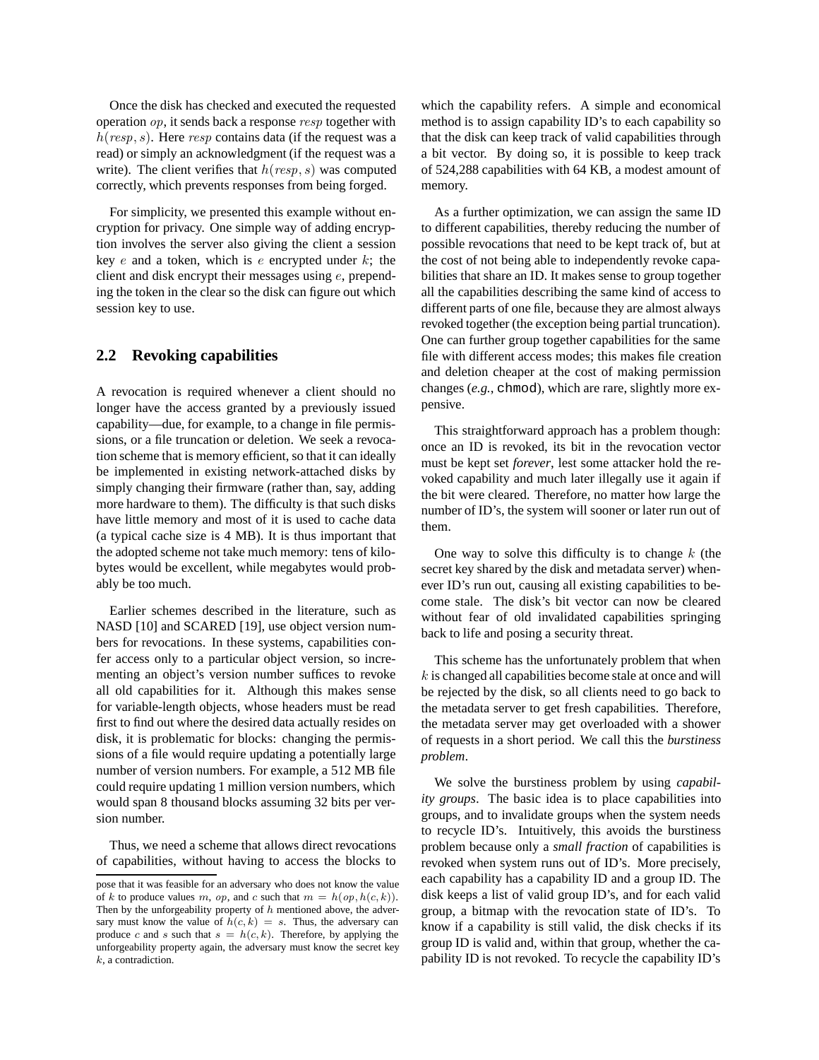Once the disk has checked and executed the requested operation $op$, it sends back a response $resp$ together with $h(resp, s)$. Here $resp$ contains data (if the request was a read) or simply an acknowledgment (if the request was a write). The client verifies that $h(resp, s)$ was computed correctly, which prevents responses from being forged.

For simplicity, we presented this example without encryption for privacy. One simple way of adding encryption involves the server also giving the client a session key $e$ and a token, which is $e$ encrypted under $k$; the client and disk encrypt their messages using $e$, prepending the token in the clear so the disk can figure out which session key to use.

## 2.2 Revoking capabilities

A revocation is required whenever a client should no longer have the access granted by a previously issued capability—due, for example, to a change in file permissions, or a file truncation or deletion. We seek a revocation scheme that is memory efficient, so that it can ideally be implemented in existing network-attached disks by simply changing their firmware (rather than, say, adding more hardware to them). The difficulty is that such disks have little memory and most of it is used to cache data (a typical cache size is 4 MB). It is thus important that the adopted scheme not take much memory: tens of kilobytes would be excellent, while megabytes would probably be too much.

Earlier schemes described in the literature, such as NASD [10] and SCARED [19], use object version numbers for revocations. In these systems, capabilities confer access only to a particular object version, so incrementing an object's version number suffices to revoke all old capabilities for it. Although this makes sense for variable-length objects, whose headers must be read first to find out where the desired data actually resides on disk, it is problematic for blocks: changing the permissions of a file would require updating a potentially large number of version numbers. For example, a 512 MB file could require updating 1 million version numbers, which would span 8 thousand blocks assuming 32 bits per version number.

Thus, we need a scheme that allows direct revocations of capabilities, without having to access the blocks to which the capability refers. A simple and economical method is to assign capability ID's to each capability so that the disk can keep track of valid capabilities through a bit vector. By doing so, it is possible to keep track of 524,288 capabilities with 64 KB, a modest amount of memory.

As a further optimization, we can assign the same ID to different capabilities, thereby reducing the number of possible revocations that need to be kept track of, but at the cost of not being able to independently revoke capabilities that share an ID. It makes sense to group together all the capabilities describing the same kind of access to different parts of one file, because they are almost always revoked together (the exception being partial truncation). One can further group together capabilities for the same file with different access modes; this makes file creation and deletion cheaper at the cost of making permission changes (*e.g.*, `chmod`), which are rare, slightly more expensive.

This straightforward approach has a problem though: once an ID is revoked, its bit in the revocation vector must be kept set *forever*, lest some attacker hold the revoked capability and much later illegally use it again if the bit were cleared. Therefore, no matter how large the number of ID's, the system will sooner or later run out of them.

One way to solve this difficulty is to change $k$ (the secret key shared by the disk and metadata server) whenever ID's run out, causing all existing capabilities to become stale. The disk's bit vector can now be cleared without fear of old invalidated capabilities springing back to life and posing a security threat.

This scheme has the unfortunately problem that when $k$ is changed all capabilities become stale at once and will be rejected by the disk, so all clients need to go back to the metadata server to get fresh capabilities. Therefore, the metadata server may get overloaded with a shower of requests in a short period. We call this the *burstiness problem*.

We solve the burstiness problem by using *capability groups*. The basic idea is to place capabilities into groups, and to invalidate groups when the system needs to recycle ID's. Intuitively, this avoids the burstiness problem because only a *small fraction* of capabilities is revoked when system runs out of ID's. More precisely, each capability has a capability ID and a group ID. The disk keeps a list of valid group ID's, and for each valid group, a bitmap with the revocation state of ID's. To know if a capability is still valid, the disk checks if its group ID is valid and, within that group, whether the capability ID is not revoked. To recycle the capability ID's

---

pose that it was feasible for an adversary who does not know the value of $k$ to produce values $m$, $op$, and $c$ such that $m = h(op, h(c, k))$. Then by the unforgeability property of $h$ mentioned above, the adversary must know the value of $h(c, k) = s$. Thus, the adversary can produce $c$ and $s$ such that $s = h(c, k)$. Therefore, by applying the unforgeability property again, the adversary must know the secret key $k$, a contradiction.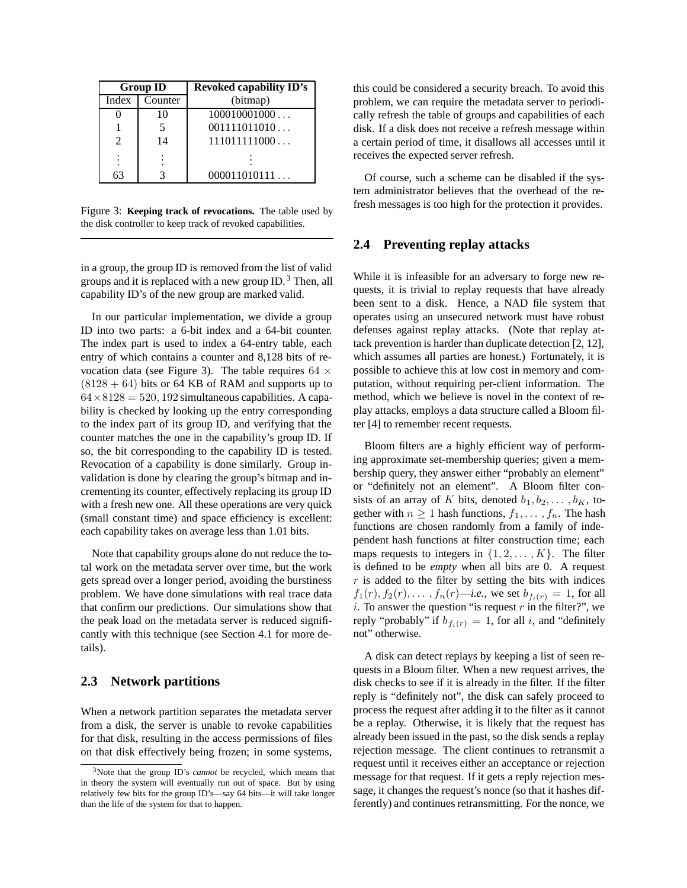| Group ID | | Revoked capability ID's |
|---|---|---|
| Index | Counter | (bitmap) |
| 0 | 10 | 100010001000 . . . |
| 1 | 5 | 001111011010 . . . |
| 2 | 14 | 111011111000 . . . |
| ⋮ | ⋮ | ⋮ |
| 63 | 3 | 000011010111 . . . |

Figure 3: **Keeping track of revocations.** The table used by the disk controller to keep track of revoked capabilities.

in a group, the group ID is removed from the list of valid groups and it is replaced with a new group ID.[3] Then, all capability ID's of the new group are marked valid.

In our particular implementation, we divide a group ID into two parts: a 6-bit index and a 64-bit counter. The index part is used to index a 64-entry table, each entry of which contains a counter and 8,128 bits of revocation data (see Figure 3). The table requires $64 \times (8128 + 64)$ bits or 64 KB of RAM and supports up to $64 \times 8128 = 520,192$ simultaneous capabilities. A capability is checked by looking up the entry corresponding to the index part of its group ID, and verifying that the counter matches the one in the capability's group ID. If so, the bit corresponding to the capability ID is tested. Revocation of a capability is done similarly. Group invalidation is done by clearing the group's bitmap and incrementing its counter, effectively replacing its group ID with a fresh new one. All these operations are very quick (small constant time) and space efficiency is excellent: each capability takes on average less than 1.01 bits.

Note that capability groups alone do not reduce the total work on the metadata server over time, but the work gets spread over a longer period, avoiding the burstiness problem. We have done simulations with real trace data that confirm our predictions. Our simulations show that the peak load on the metadata server is reduced significantly with this technique (see Section 4.1 for more details).

## 2.3 Network partitions

When a network partition separates the metadata server from a disk, the server is unable to revoke capabilities for that disk, resulting in the access permissions of files on that disk effectively being frozen; in some systems, this could be considered a security breach. To avoid this problem, we can require the metadata server to periodically refresh the table of groups and capabilities of each disk. If a disk does not receive a refresh message within a certain period of time, it disallows all accesses until it receives the expected server refresh.

Of course, such a scheme can be disabled if the system administrator believes that the overhead of the refresh messages is too high for the protection it provides.

## 2.4 Preventing replay attacks

While it is infeasible for an adversary to forge new requests, it is trivial to replay requests that have already been sent to a disk. Hence, a NAD file system that operates using an unsecured network must have robust defenses against replay attacks. (Note that replay attack prevention is harder than duplicate detection [2, 12], which assumes all parties are honest.) Fortunately, it is possible to achieve this at low cost in memory and computation, without requiring per-client information. The method, which we believe is novel in the context of replay attacks, employs a data structure called a Bloom filter [4] to remember recent requests.

Bloom filters are a highly efficient way of performing approximate set-membership queries; given a membership query, they answer either "probably an element" or "definitely not an element". A Bloom filter consists of an array of $K$ bits, denoted $b_1, b_2, \ldots, b_K$, together with $n \geq 1$ hash functions, $f_1, \ldots, f_n$. The hash functions are chosen randomly from a family of independent hash functions at filter construction time; each maps requests to integers in $\{1, 2, \ldots, K\}$. The filter is defined to be *empty* when all bits are 0. A request $r$ is added to the filter by setting the bits with indices $f_1(r), f_2(r), \ldots, f_n(r)$—*i.e.*, we set $b_{f_i(r)} = 1$, for all $i$. To answer the question "is request $r$ in the filter?", we reply "probably" if $b_{f_i(r)} = 1$, for all $i$, and "definitely not" otherwise.

A disk can detect replays by keeping a list of seen requests in a Bloom filter. When a new request arrives, the disk checks to see if it is already in the filter. If the filter reply is "definitely not", the disk can safely proceed to process the request after adding it to the filter as it cannot be a replay. Otherwise, it is likely that the request has already been issued in the past, so the disk sends a replay rejection message. The client continues to retransmit a request until it receives either an acceptance or rejection message for that request. If it gets a reply rejection message, it changes the request's nonce (so that it hashes differently) and continues retransmitting. For the nonce, we

[3] Note that the group ID's *cannot* be recycled, which means that in theory the system will eventually run out of space. But by using relatively few bits for the group ID's—say 64 bits—it will take longer than the life of the system for that to happen.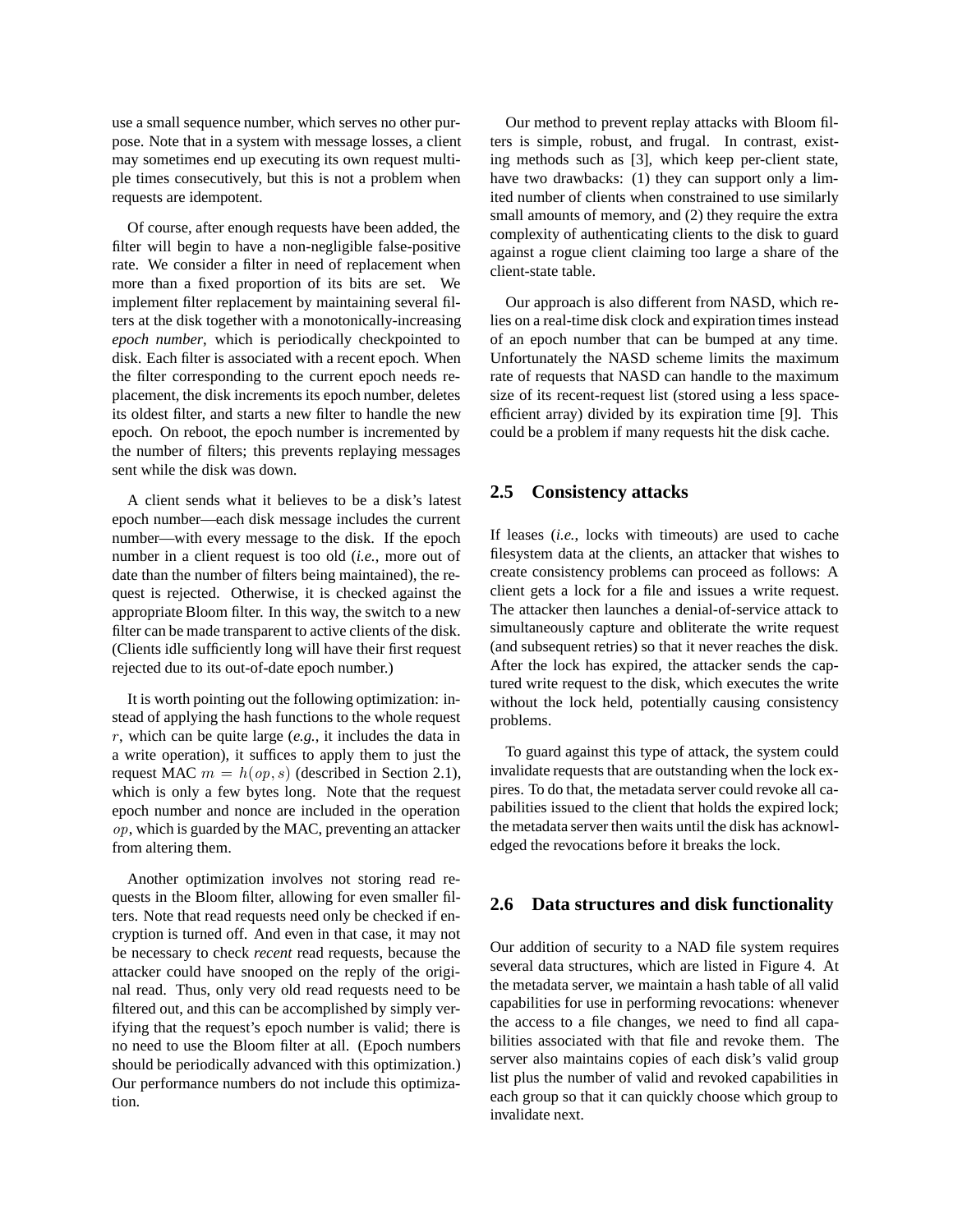use a small sequence number, which serves no other purpose. Note that in a system with message losses, a client may sometimes end up executing its own request multiple times consecutively, but this is not a problem when requests are idempotent.

Of course, after enough requests have been added, the filter will begin to have a non-negligible false-positive rate. We consider a filter in need of replacement when more than a fixed proportion of its bits are set. We implement filter replacement by maintaining several filters at the disk together with a monotonically-increasing *epoch number*, which is periodically checkpointed to disk. Each filter is associated with a recent epoch. When the filter corresponding to the current epoch needs replacement, the disk increments its epoch number, deletes its oldest filter, and starts a new filter to handle the new epoch. On reboot, the epoch number is incremented by the number of filters; this prevents replaying messages sent while the disk was down.

A client sends what it believes to be a disk's latest epoch number—each disk message includes the current number—with every message to the disk. If the epoch number in a client request is too old (*i.e.*, more out of date than the number of filters being maintained), the request is rejected. Otherwise, it is checked against the appropriate Bloom filter. In this way, the switch to a new filter can be made transparent to active clients of the disk. (Clients idle sufficiently long will have their first request rejected due to its out-of-date epoch number.)

It is worth pointing out the following optimization: instead of applying the hash functions to the whole request $r$, which can be quite large (*e.g.*, it includes the data in a write operation), it suffices to apply them to just the request MAC $m = h(op, s)$ (described in Section 2.1), which is only a few bytes long. Note that the request epoch number and nonce are included in the operation $op$, which is guarded by the MAC, preventing an attacker from altering them.

Another optimization involves not storing read requests in the Bloom filter, allowing for even smaller filters. Note that read requests need only be checked if encryption is turned off. And even in that case, it may not be necessary to check *recent* read requests, because the attacker could have snooped on the reply of the original read. Thus, only very old read requests need to be filtered out, and this can be accomplished by simply verifying that the request's epoch number is valid; there is no need to use the Bloom filter at all. (Epoch numbers should be periodically advanced with this optimization.) Our performance numbers do not include this optimization.

Our method to prevent replay attacks with Bloom filters is simple, robust, and frugal. In contrast, existing methods such as [3], which keep per-client state, have two drawbacks: (1) they can support only a limited number of clients when constrained to use similarly small amounts of memory, and (2) they require the extra complexity of authenticating clients to the disk to guard against a rogue client claiming too large a share of the client-state table.

Our approach is also different from NASD, which relies on a real-time disk clock and expiration times instead of an epoch number that can be bumped at any time. Unfortunately the NASD scheme limits the maximum rate of requests that NASD can handle to the maximum size of its recent-request list (stored using a less space-efficient array) divided by its expiration time [9]. This could be a problem if many requests hit the disk cache.

## 2.5 Consistency attacks

If leases (*i.e.*, locks with timeouts) are used to cache filesystem data at the clients, an attacker that wishes to create consistency problems can proceed as follows: A client gets a lock for a file and issues a write request. The attacker then launches a denial-of-service attack to simultaneously capture and obliterate the write request (and subsequent retries) so that it never reaches the disk. After the lock has expired, the attacker sends the captured write request to the disk, which executes the write without the lock held, potentially causing consistency problems.

To guard against this type of attack, the system could invalidate requests that are outstanding when the lock expires. To do that, the metadata server could revoke all capabilities issued to the client that holds the expired lock; the metadata server then waits until the disk has acknowledged the revocations before it breaks the lock.

## 2.6 Data structures and disk functionality

Our addition of security to a NAD file system requires several data structures, which are listed in Figure 4. At the metadata server, we maintain a hash table of all valid capabilities for use in performing revocations: whenever the access to a file changes, we need to find all capabilities associated with that file and revoke them. The server also maintains copies of each disk's valid group list plus the number of valid and revoked capabilities in each group so that it can quickly choose which group to invalidate next.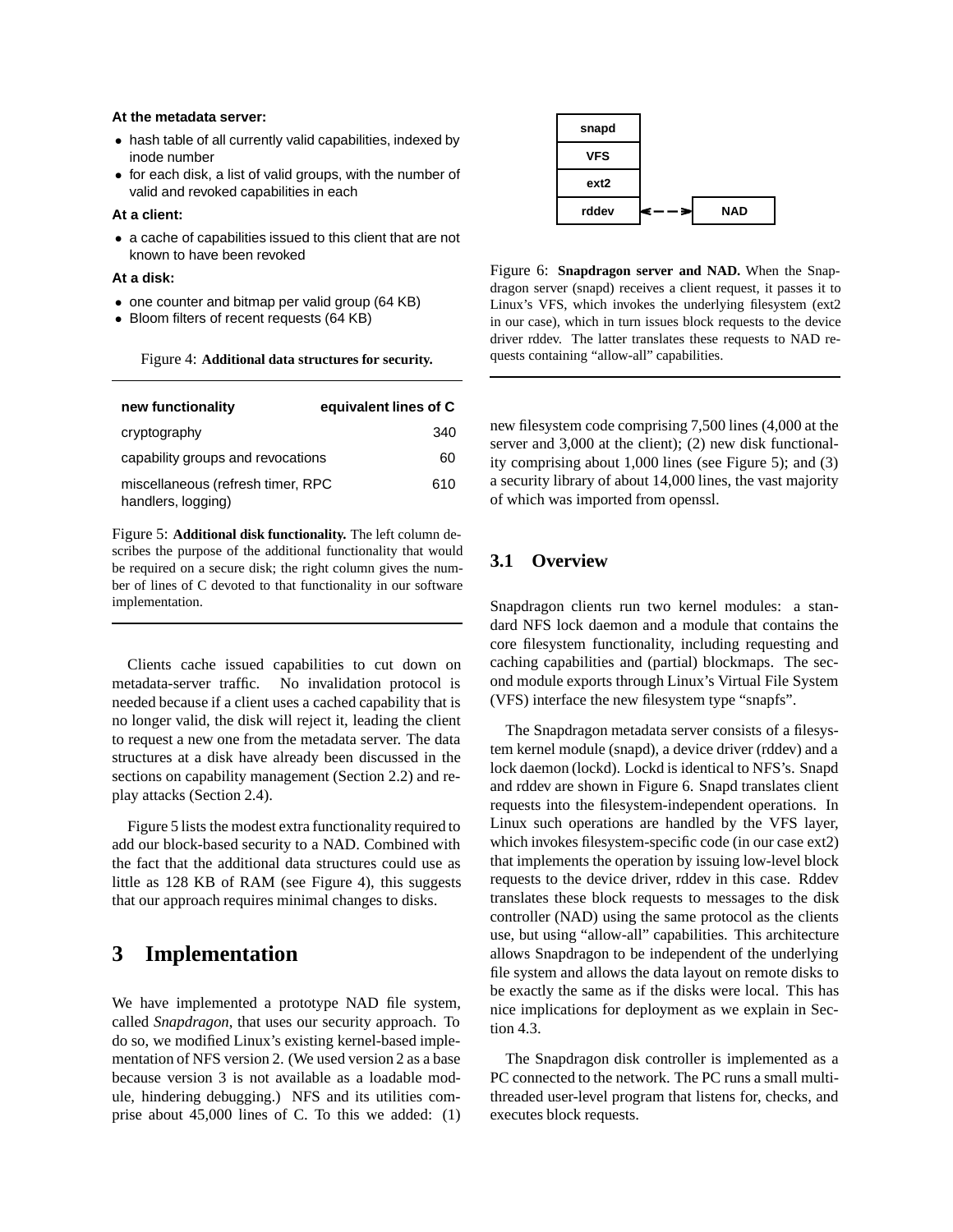**At the metadata server:**

- hash table of all currently valid capabilities, indexed by inode number
- for each disk, a list of valid groups, with the number of valid and revoked capabilities in each

**At a client:**

- a cache of capabilities issued to this client that are not known to have been revoked

**At a disk:**

- one counter and bitmap per valid group (64 KB)
- Bloom filters of recent requests (64 KB)

Figure 4: **Additional data structures for security.**

| new functionality | equivalent lines of C |
| --- | --- |
| cryptography | 340 |
| capability groups and revocations | 60 |
| miscellaneous (refresh timer, RPC handlers, logging) | 610 |

Figure 5: **Additional disk functionality.** The left column describes the purpose of the additional functionality that would be required on a secure disk; the right column gives the number of lines of C devoted to that functionality in our software implementation.

Clients cache issued capabilities to cut down on metadata-server traffic. No invalidation protocol is needed because if a client uses a cached capability that is no longer valid, the disk will reject it, leading the client to request a new one from the metadata server. The data structures at a disk have already been discussed in the sections on capability management (Section 2.2) and replay attacks (Section 2.4).

Figure 5 lists the modest extra functionality required to add our block-based security to a NAD. Combined with the fact that the additional data structures could use as little as 128 KB of RAM (see Figure 4), this suggests that our approach requires minimal changes to disks.

# 3 Implementation

We have implemented a prototype NAD file system, called *Snapdragon*, that uses our security approach. To do so, we modified Linux's existing kernel-based implementation of NFS version 2. (We used version 2 as a base because version 3 is not available as a loadable module, hindering debugging.) NFS and its utilities comprise about 45,000 lines of C. To this we added: (1) new filesystem code comprising 7,500 lines (4,000 at the server and 3,000 at the client); (2) new disk functionality comprising about 1,000 lines (see Figure 5); and (3) a security library of about 14,000 lines, the vast majority of which was imported from openssl.

snapd | VFS | ext2 | rddev ⟷ NAD

Figure 6: **Snapdragon server and NAD.** When the Snapdragon server (snapd) receives a client request, it passes it to Linux's VFS, which invokes the underlying filesystem (ext2 in our case), which in turn issues block requests to the device driver rddev. The latter translates these requests to NAD requests containing "allow-all" capabilities.

## 3.1 Overview

Snapdragon clients run two kernel modules: a standard NFS lock daemon and a module that contains the core filesystem functionality, including requesting and caching capabilities and (partial) blockmaps. The second module exports through Linux's Virtual File System (VFS) interface the new filesystem type "snapfs".

The Snapdragon metadata server consists of a filesystem kernel module (snapd), a device driver (rddev) and a lock daemon (lockd). Lockd is identical to NFS's. Snapd and rddev are shown in Figure 6. Snapd translates client requests into the filesystem-independent operations. In Linux such operations are handled by the VFS layer, which invokes filesystem-specific code (in our case ext2) that implements the operation by issuing low-level block requests to the device driver, rddev in this case. Rddev translates these block requests to messages to the disk controller (NAD) using the same protocol as the clients use, but using "allow-all" capabilities. This architecture allows Snapdragon to be independent of the underlying file system and allows the data layout on remote disks to be exactly the same as if the disks were local. This has nice implications for deployment as we explain in Section 4.3.

The Snapdragon disk controller is implemented as a PC connected to the network. The PC runs a small multi-threaded user-level program that listens for, checks, and executes block requests.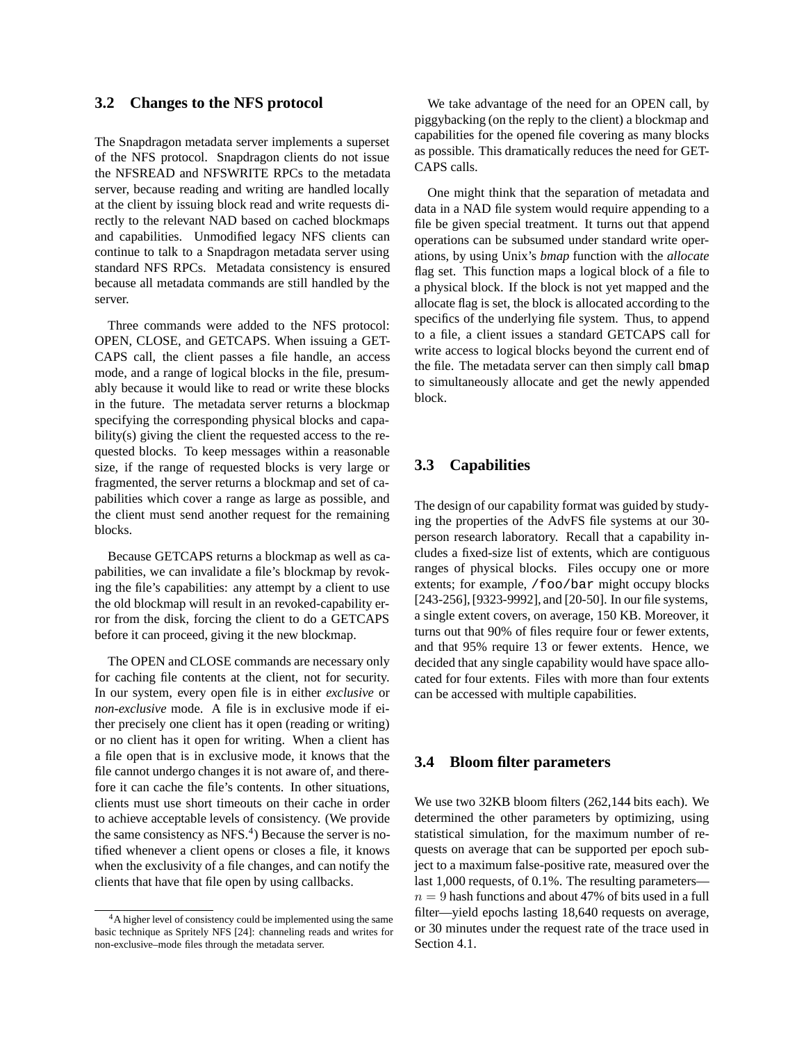### 3.2 Changes to the NFS protocol

The Snapdragon metadata server implements a superset of the NFS protocol. Snapdragon clients do not issue the NFSREAD and NFSWRITE RPCs to the metadata server, because reading and writing are handled locally at the client by issuing block read and write requests directly to the relevant NAD based on cached blockmaps and capabilities. Unmodified legacy NFS clients can continue to talk to a Snapdragon metadata server using standard NFS RPCs. Metadata consistency is ensured because all metadata commands are still handled by the server.

Three commands were added to the NFS protocol: OPEN, CLOSE, and GETCAPS. When issuing a GETCAPS call, the client passes a file handle, an access mode, and a range of logical blocks in the file, presumably because it would like to read or write these blocks in the future. The metadata server returns a blockmap specifying the corresponding physical blocks and capability(s) giving the client the requested access to the requested blocks. To keep messages within a reasonable size, if the range of requested blocks is very large or fragmented, the server returns a blockmap and set of capabilities which cover a range as large as possible, and the client must send another request for the remaining blocks.

Because GETCAPS returns a blockmap as well as capabilities, we can invalidate a file's blockmap by revoking the file's capabilities: any attempt by a client to use the old blockmap will result in a revoked-capability error from the disk, forcing the client to do a GETCAPS before it can proceed, giving it the new blockmap.

The OPEN and CLOSE commands are necessary only for caching file contents at the client, not for security. In our system, every open file is in either *exclusive* or *non-exclusive* mode. A file is in exclusive mode if either precisely one client has it open (reading or writing) or no client has it open for writing. When a client has a file open that is in exclusive mode, it knows that the file cannot undergo changes it is not aware of, and therefore it can cache the file's contents. In other situations, clients must use short timeouts on their cache in order to achieve acceptable levels of consistency. (We provide the same consistency as NFS.[4]) Because the server is notified whenever a client opens or closes a file, it knows when the exclusivity of a file changes, and can notify the clients that have that file open by using callbacks.

[4]A higher level of consistency could be implemented using the same basic technique as Spritely NFS [24]: channeling reads and writes for non-exclusive–mode files through the metadata server.

We take advantage of the need for an OPEN call, by piggybacking (on the reply to the client) a blockmap and capabilities for the opened file covering as many blocks as possible. This dramatically reduces the need for GETCAPS calls.

One might think that the separation of metadata and data in a NAD file system would require appending to a file be given special treatment. It turns out that append operations can be subsumed under standard write operations, by using Unix's *bmap* function with the *allocate* flag set. This function maps a logical block of a file to a physical block. If the block is not yet mapped and the allocate flag is set, the block is allocated according to the specifics of the underlying file system. Thus, to append to a file, a client issues a standard GETCAPS call for write access to logical blocks beyond the current end of the file. The metadata server can then simply call `bmap` to simultaneously allocate and get the newly appended block.

### 3.3 Capabilities

The design of our capability format was guided by studying the properties of the AdvFS file systems at our 30-person research laboratory. Recall that a capability includes a fixed-size list of extents, which are contiguous ranges of physical blocks. Files occupy one or more extents; for example, `/foo/bar` might occupy blocks [243-256], [9323-9992], and [20-50]. In our file systems, a single extent covers, on average, 150 KB. Moreover, it turns out that 90% of files require four or fewer extents, and that 95% require 13 or fewer extents. Hence, we decided that any single capability would have space allocated for four extents. Files with more than four extents can be accessed with multiple capabilities.

### 3.4 Bloom filter parameters

We use two 32KB bloom filters (262,144 bits each). We determined the other parameters by optimizing, using statistical simulation, for the maximum number of requests on average that can be supported per epoch subject to a maximum false-positive rate, measured over the last 1,000 requests, of 0.1%. The resulting parameters—$n = 9$ hash functions and about 47% of bits used in a full filter—yield epochs lasting 18,640 requests on average, or 30 minutes under the request rate of the trace used in Section 4.1.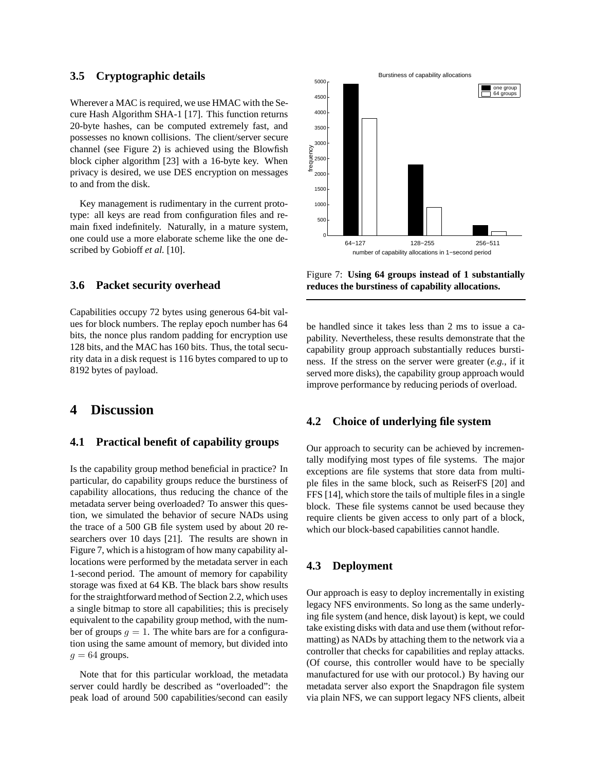### 3.5 Cryptographic details

Wherever a MAC is required, we use HMAC with the Secure Hash Algorithm SHA-1 [17]. This function returns 20-byte hashes, can be computed extremely fast, and possesses no known collisions. The client/server secure channel (see Figure 2) is achieved using the Blowfish block cipher algorithm [23] with a 16-byte key. When privacy is desired, we use DES encryption on messages to and from the disk.

Key management is rudimentary in the current prototype: all keys are read from configuration files and remain fixed indefinitely. Naturally, in a mature system, one could use a more elaborate scheme like the one described by Gobioff *et al.* [10].

### 3.6 Packet security overhead

Capabilities occupy 72 bytes using generous 64-bit values for block numbers. The replay epoch number has 64 bits, the nonce plus random padding for encryption use 128 bits, and the MAC has 160 bits. Thus, the total security data in a disk request is 116 bytes compared to up to 8192 bytes of payload.

## 4 Discussion

### 4.1 Practical benefit of capability groups

Is the capability group method beneficial in practice? In particular, do capability groups reduce the burstiness of capability allocations, thus reducing the chance of the metadata server being overloaded? To answer this question, we simulated the behavior of secure NADs using the trace of a 500 GB file system used by about 20 researchers over 10 days [21]. The results are shown in Figure 7, which is a histogram of how many capability allocations were performed by the metadata server in each 1-second period. The amount of memory for capability storage was fixed at 64 KB. The black bars show results for the straightforward method of Section 2.2, which uses a single bitmap to store all capabilities; this is precisely equivalent to the capability group method, with the number of groups $g = 1$. The white bars are for a configuration using the same amount of memory, but divided into $g = 64$ groups.

Note that for this particular workload, the metadata server could hardly be described as "overloaded": the peak load of around 500 capabilities/second can easily be handled since it takes less than 2 ms to issue a capability. Nevertheless, these results demonstrate that the capability group approach substantially reduces burstiness. If the stress on the server were greater (*e.g.*, if it served more disks), the capability group approach would improve performance by reducing periods of overload.

Figure 7: **Using 64 groups instead of 1 substantially reduces the burstiness of capability allocations.**

### 4.2 Choice of underlying file system

Our approach to security can be achieved by incrementally modifying most types of file systems. The major exceptions are file systems that store data from multiple files in the same block, such as ReiserFS [20] and FFS [14], which store the tails of multiple files in a single block. These file systems cannot be used because they require clients be given access to only part of a block, which our block-based capabilities cannot handle.

### 4.3 Deployment

Our approach is easy to deploy incrementally in existing legacy NFS environments. So long as the same underlying file system (and hence, disk layout) is kept, we could take existing disks with data and use them (without reformatting) as NADs by attaching them to the network via a controller that checks for capabilities and replay attacks. (Of course, this controller would have to be specially manufactured for use with our protocol.) By having our metadata server also export the Snapdragon file system via plain NFS, we can support legacy NFS clients, albeit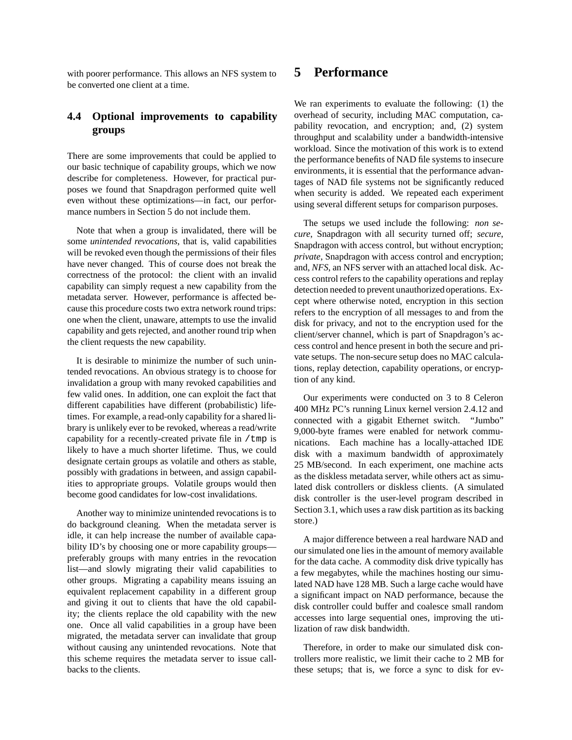with poorer performance. This allows an NFS system to be converted one client at a time.

### 4.4 Optional improvements to capability groups

There are some improvements that could be applied to our basic technique of capability groups, which we now describe for completeness. However, for practical purposes we found that Snapdragon performed quite well even without these optimizations—in fact, our performance numbers in Section 5 do not include them.

Note that when a group is invalidated, there will be some *unintended revocations*, that is, valid capabilities will be revoked even though the permissions of their files have never changed. This of course does not break the correctness of the protocol: the client with an invalid capability can simply request a new capability from the metadata server. However, performance is affected because this procedure costs two extra network round trips: one when the client, unaware, attempts to use the invalid capability and gets rejected, and another round trip when the client requests the new capability.

It is desirable to minimize the number of such unintended revocations. An obvious strategy is to choose for invalidation a group with many revoked capabilities and few valid ones. In addition, one can exploit the fact that different capabilities have different (probabilistic) lifetimes. For example, a read-only capability for a shared library is unlikely ever to be revoked, whereas a read/write capability for a recently-created private file in `/tmp` is likely to have a much shorter lifetime. Thus, we could designate certain groups as volatile and others as stable, possibly with gradations in between, and assign capabilities to appropriate groups. Volatile groups would then become good candidates for low-cost invalidations.

Another way to minimize unintended revocations is to do background cleaning. When the metadata server is idle, it can help increase the number of available capability ID's by choosing one or more capability groups—preferably groups with many entries in the revocation list—and slowly migrating their valid capabilities to other groups. Migrating a capability means issuing an equivalent replacement capability in a different group and giving it out to clients that have the old capability; the clients replace the old capability with the new one. Once all valid capabilities in a group have been migrated, the metadata server can invalidate that group without causing any unintended revocations. Note that this scheme requires the metadata server to issue callbacks to the clients.

## 5 Performance

We ran experiments to evaluate the following: (1) the overhead of security, including MAC computation, capability revocation, and encryption; and, (2) system throughput and scalability under a bandwidth-intensive workload. Since the motivation of this work is to extend the performance benefits of NAD file systems to insecure environments, it is essential that the performance advantages of NAD file systems not be significantly reduced when security is added. We repeated each experiment using several different setups for comparison purposes.

The setups we used include the following: *non secure*, Snapdragon with all security turned off; *secure*, Snapdragon with access control, but without encryption; *private*, Snapdragon with access control and encryption; and, *NFS*, an NFS server with an attached local disk. Access control refers to the capability operations and replay detection needed to prevent unauthorized operations. Except where otherwise noted, encryption in this section refers to the encryption of all messages to and from the disk for privacy, and not to the encryption used for the client/server channel, which is part of Snapdragon's access control and hence present in both the secure and private setups. The non-secure setup does no MAC calculations, replay detection, capability operations, or encryption of any kind.

Our experiments were conducted on 3 to 8 Celeron 400 MHz PC's running Linux kernel version 2.4.12 and connected with a gigabit Ethernet switch. "Jumbo" 9,000-byte frames were enabled for network communications. Each machine has a locally-attached IDE disk with a maximum bandwidth of approximately 25 MB/second. In each experiment, one machine acts as the diskless metadata server, while others act as simulated disk controllers or diskless clients. (A simulated disk controller is the user-level program described in Section 3.1, which uses a raw disk partition as its backing store.)

A major difference between a real hardware NAD and our simulated one lies in the amount of memory available for the data cache. A commodity disk drive typically has a few megabytes, while the machines hosting our simulated NAD have 128 MB. Such a large cache would have a significant impact on NAD performance, because the disk controller could buffer and coalesce small random accesses into large sequential ones, improving the utilization of raw disk bandwidth.

Therefore, in order to make our simulated disk controllers more realistic, we limit their cache to 2 MB for these setups; that is, we force a sync to disk for ev-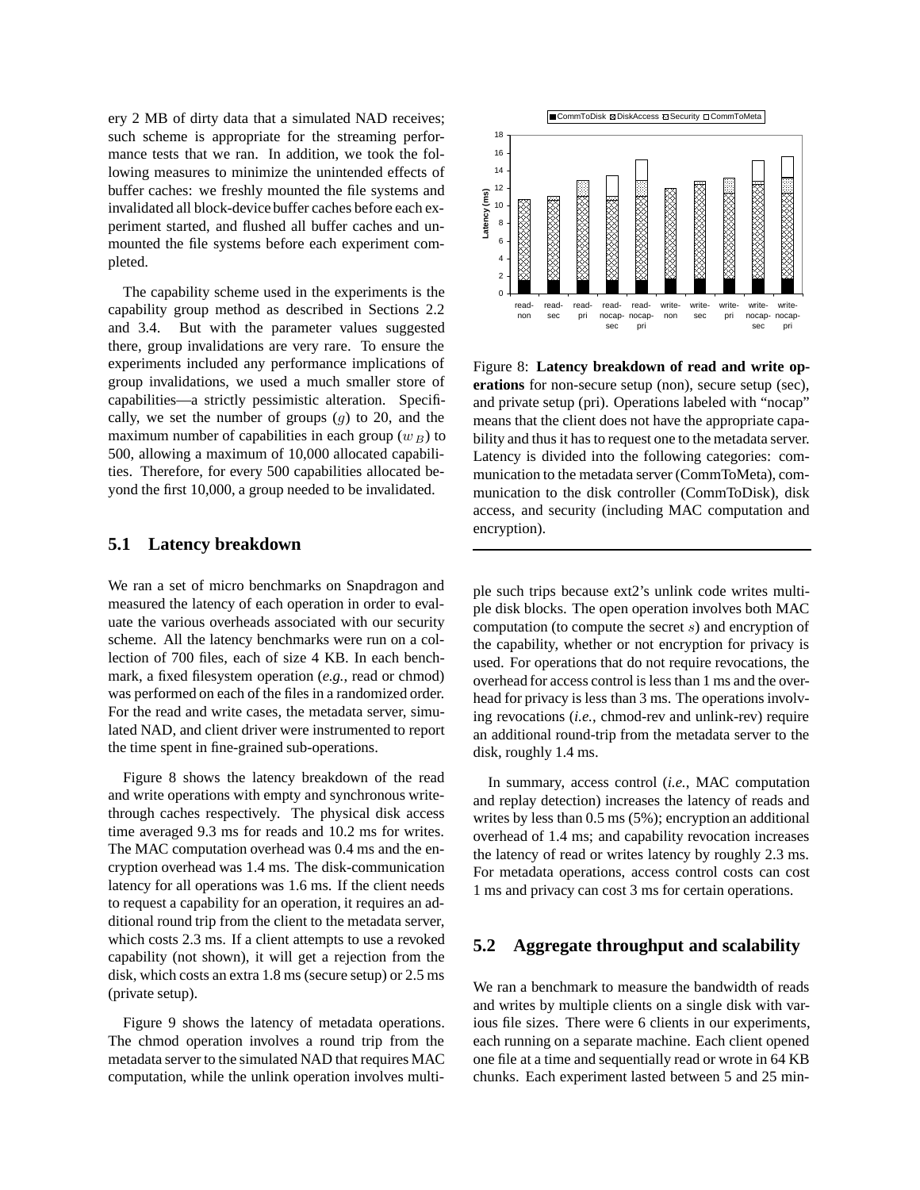ery 2 MB of dirty data that a simulated NAD receives; such scheme is appropriate for the streaming performance tests that we ran. In addition, we took the following measures to minimize the unintended effects of buffer caches: we freshly mounted the file systems and invalidated all block-device buffer caches before each experiment started, and flushed all buffer caches and unmounted the file systems before each experiment completed.

The capability scheme used in the experiments is the capability group method as described in Sections 2.2 and 3.4. But with the parameter values suggested there, group invalidations are very rare. To ensure the experiments included any performance implications of group invalidations, we used a much smaller store of capabilities—a strictly pessimistic alteration. Specifically, we set the number of groups ($g$) to 20, and the maximum number of capabilities in each group ($w_B$) to 500, allowing a maximum of 10,000 allocated capabilities. Therefore, for every 500 capabilities allocated beyond the first 10,000, a group needed to be invalidated.

## 5.1 Latency breakdown

We ran a set of micro benchmarks on Snapdragon and measured the latency of each operation in order to evaluate the various overheads associated with our security scheme. All the latency benchmarks were run on a collection of 700 files, each of size 4 KB. In each benchmark, a fixed filesystem operation (*e.g.*, read or chmod) was performed on each of the files in a randomized order. For the read and write cases, the metadata server, simulated NAD, and client driver were instrumented to report the time spent in fine-grained sub-operations.

Figure 8 shows the latency breakdown of the read and write operations with empty and synchronous write-through caches respectively. The physical disk access time averaged 9.3 ms for reads and 10.2 ms for writes. The MAC computation overhead was 0.4 ms and the encryption overhead was 1.4 ms. The disk-communication latency for all operations was 1.6 ms. If the client needs to request a capability for an operation, it requires an additional round trip from the client to the metadata server, which costs 2.3 ms. If a client attempts to use a revoked capability (not shown), it will get a rejection from the disk, which costs an extra 1.8 ms (secure setup) or 2.5 ms (private setup).

Figure 9 shows the latency of metadata operations. The chmod operation involves a round trip from the metadata server to the simulated NAD that requires MAC computation, while the unlink operation involves multiple such trips because ext2's unlink code writes multiple disk blocks. The open operation involves both MAC computation (to compute the secret $s$) and encryption of the capability, whether or not encryption for privacy is used. For operations that do not require revocations, the overhead for access control is less than 1 ms and the overhead for privacy is less than 3 ms. The operations involving revocations (*i.e.*, chmod-rev and unlink-rev) require an additional round-trip from the metadata server to the disk, roughly 1.4 ms.

Figure 8: **Latency breakdown of read and write operations** for non-secure setup (non), secure setup (sec), and private setup (pri). Operations labeled with "nocap" means that the client does not have the appropriate capability and thus it has to request one to the metadata server. Latency is divided into the following categories: communication to the metadata server (CommToMeta), communication to the disk controller (CommToDisk), disk access, and security (including MAC computation and encryption).

In summary, access control (*i.e.*, MAC computation and replay detection) increases the latency of reads and writes by less than 0.5 ms (5%); encryption an additional overhead of 1.4 ms; and capability revocation increases the latency of read or writes latency by roughly 2.3 ms. For metadata operations, access control costs can cost 1 ms and privacy can cost 3 ms for certain operations.

## 5.2 Aggregate throughput and scalability

We ran a benchmark to measure the bandwidth of reads and writes by multiple clients on a single disk with various file sizes. There were 6 clients in our experiments, each running on a separate machine. Each client opened one file at a time and sequentially read or wrote in 64 KB chunks. Each experiment lasted between 5 and 25 min-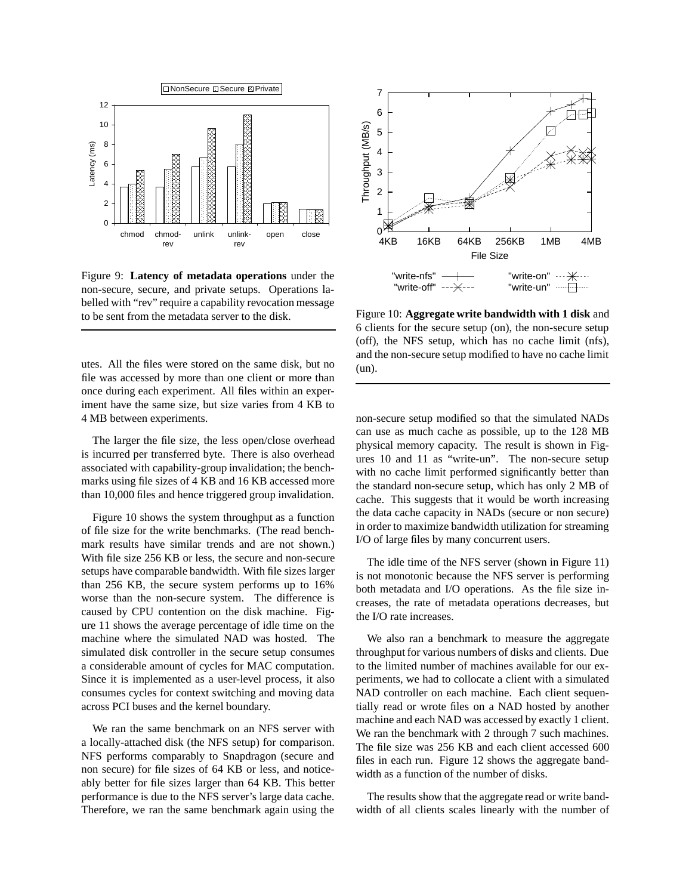Figure 9: **Latency of metadata operations** under the non-secure, secure, and private setups. Operations labelled with "rev" require a capability revocation message to be sent from the metadata server to the disk.

Figure 10: **Aggregate write bandwidth with 1 disk** and 6 clients for the secure setup (on), the non-secure setup (off), the NFS setup, which has no cache limit (nfs), and the non-secure setup modified to have no cache limit (un).

utes. All the files were stored on the same disk, but no file was accessed by more than one client or more than once during each experiment. All files within an experiment have the same size, but size varies from 4 KB to 4 MB between experiments.

The larger the file size, the less open/close overhead is incurred per transferred byte. There is also overhead associated with capability-group invalidation; the benchmarks using file sizes of 4 KB and 16 KB accessed more than 10,000 files and hence triggered group invalidation.

Figure 10 shows the system throughput as a function of file size for the write benchmarks. (The read benchmark results have similar trends and are not shown.) With file size 256 KB or less, the secure and non-secure setups have comparable bandwidth. With file sizes larger than 256 KB, the secure system performs up to 16% worse than the non-secure system. The difference is caused by CPU contention on the disk machine. Figure 11 shows the average percentage of idle time on the machine where the simulated NAD was hosted. The simulated disk controller in the secure setup consumes a considerable amount of cycles for MAC computation. Since it is implemented as a user-level process, it also consumes cycles for context switching and moving data across PCI buses and the kernel boundary.

We ran the same benchmark on an NFS server with a locally-attached disk (the NFS setup) for comparison. NFS performs comparably to Snapdragon (secure and non secure) for file sizes of 64 KB or less, and noticeably better for file sizes larger than 64 KB. This better performance is due to the NFS server's large data cache. Therefore, we ran the same benchmark again using the non-secure setup modified so that the simulated NADs can use as much cache as possible, up to the 128 MB physical memory capacity. The result is shown in Figures 10 and 11 as "write-un". The non-secure setup with no cache limit performed significantly better than the standard non-secure setup, which has only 2 MB of cache. This suggests that it would be worth increasing the data cache capacity in NADs (secure or non secure) in order to maximize bandwidth utilization for streaming I/O of large files by many concurrent users.

The idle time of the NFS server (shown in Figure 11) is not monotonic because the NFS server is performing both metadata and I/O operations. As the file size increases, the rate of metadata operations decreases, but the I/O rate increases.

We also ran a benchmark to measure the aggregate throughput for various numbers of disks and clients. Due to the limited number of machines available for our experiments, we had to collocate a client with a simulated NAD controller on each machine. Each client sequentially read or wrote files on a NAD hosted by another machine and each NAD was accessed by exactly 1 client. We ran the benchmark with 2 through 7 such machines. The file size was 256 KB and each client accessed 600 files in each run. Figure 12 shows the aggregate bandwidth as a function of the number of disks.

The results show that the aggregate read or write bandwidth of all clients scales linearly with the number of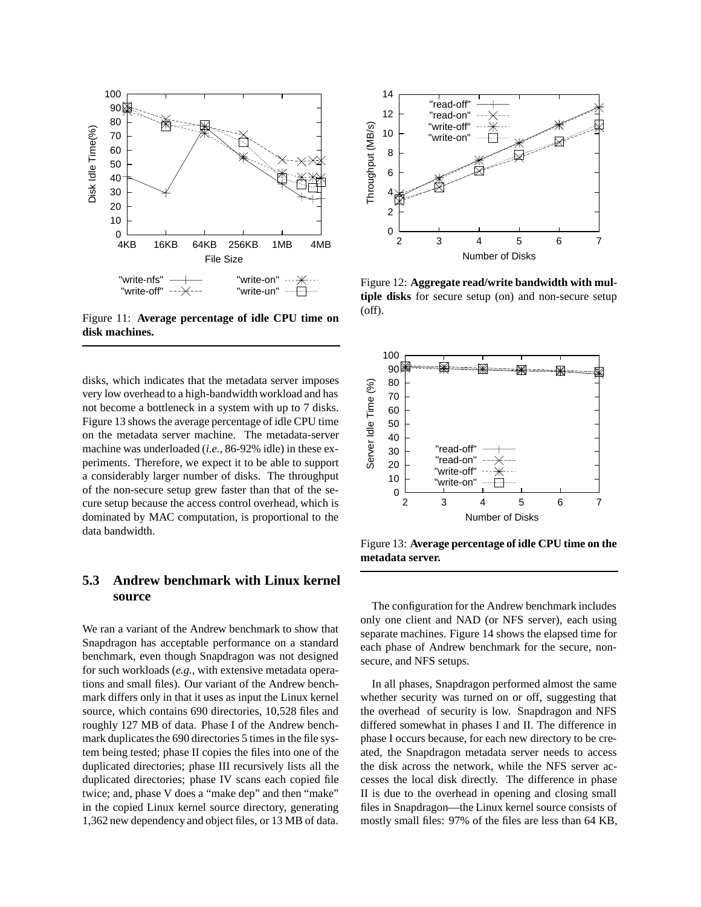Figure 11: **Average percentage of idle CPU time on disk machines.**

Figure 12: **Aggregate read/write bandwidth with multiple disks** for secure setup (on) and non-secure setup (off).

disks, which indicates that the metadata server imposes very low overhead to a high-bandwidth workload and has not become a bottleneck in a system with up to 7 disks. Figure 13 shows the average percentage of idle CPU time on the metadata server machine. The metadata-server machine was underloaded (*i.e.*, 86-92% idle) in these experiments. Therefore, we expect it to be able to support a considerably larger number of disks. The throughput of the non-secure setup grew faster than that of the secure setup because the access control overhead, which is dominated by MAC computation, is proportional to the data bandwidth.

Figure 13: **Average percentage of idle CPU time on the metadata server.**

## 5.3 Andrew benchmark with Linux kernel source

We ran a variant of the Andrew benchmark to show that Snapdragon has acceptable performance on a standard benchmark, even though Snapdragon was not designed for such workloads (*e.g.*, with extensive metadata operations and small files). Our variant of the Andrew benchmark differs only in that it uses as input the Linux kernel source, which contains 690 directories, 10,528 files and roughly 127 MB of data. Phase I of the Andrew benchmark duplicates the 690 directories 5 times in the file system being tested; phase II copies the files into one of the duplicated directories; phase III recursively lists all the duplicated directories; phase IV scans each copied file twice; and, phase V does a "make dep" and then "make" in the copied Linux kernel source directory, generating 1,362 new dependency and object files, or 13 MB of data.

The configuration for the Andrew benchmark includes only one client and NAD (or NFS server), each using separate machines. Figure 14 shows the elapsed time for each phase of Andrew benchmark for the secure, non-secure, and NFS setups.

In all phases, Snapdragon performed almost the same whether security was turned on or off, suggesting that the overhead of security is low. Snapdragon and NFS differed somewhat in phases I and II. The difference in phase I occurs because, for each new directory to be created, the Snapdragon metadata server needs to access the disk across the network, while the NFS server accesses the local disk directly. The difference in phase II is due to the overhead in opening and closing small files in Snapdragon—the Linux kernel source consists of mostly small files: 97% of the files are less than 64 KB,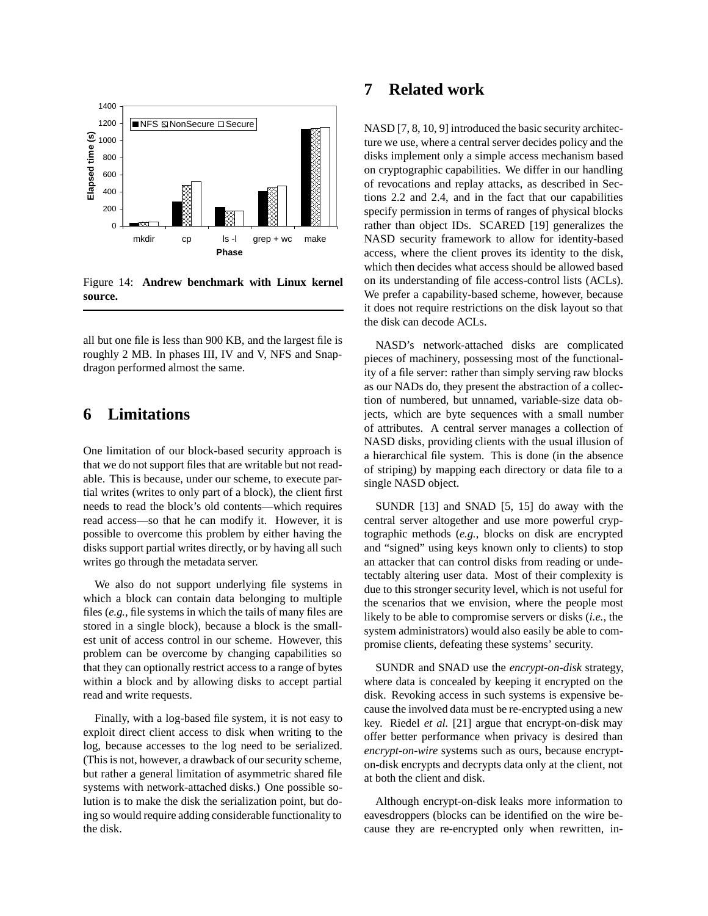Figure 14: **Andrew benchmark with Linux kernel source.**

all but one file is less than 900 KB, and the largest file is roughly 2 MB. In phases III, IV and V, NFS and Snapdragon performed almost the same.

# 6 Limitations

One limitation of our block-based security approach is that we do not support files that are writable but not readable. This is because, under our scheme, to execute partial writes (writes to only part of a block), the client first needs to read the block's old contents—which requires read access—so that he can modify it. However, it is possible to overcome this problem by either having the disks support partial writes directly, or by having all such writes go through the metadata server.

We also do not support underlying file systems in which a block can contain data belonging to multiple files (*e.g.*, file systems in which the tails of many files are stored in a single block), because a block is the smallest unit of access control in our scheme. However, this problem can be overcome by changing capabilities so that they can optionally restrict access to a range of bytes within a block and by allowing disks to accept partial read and write requests.

Finally, with a log-based file system, it is not easy to exploit direct client access to disk when writing to the log, because accesses to the log need to be serialized. (This is not, however, a drawback of our security scheme, but rather a general limitation of asymmetric shared file systems with network-attached disks.) One possible solution is to make the disk the serialization point, but doing so would require adding considerable functionality to the disk.

# 7 Related work

NASD [7, 8, 10, 9] introduced the basic security architecture we use, where a central server decides policy and the disks implement only a simple access mechanism based on cryptographic capabilities. We differ in our handling of revocations and replay attacks, as described in Sections 2.2 and 2.4, and in the fact that our capabilities specify permission in terms of ranges of physical blocks rather than object IDs. SCARED [19] generalizes the NASD security framework to allow for identity-based access, where the client proves its identity to the disk, which then decides what access should be allowed based on its understanding of file access-control lists (ACLs). We prefer a capability-based scheme, however, because it does not require restrictions on the disk layout so that the disk can decode ACLs.

NASD's network-attached disks are complicated pieces of machinery, possessing most of the functionality of a file server: rather than simply serving raw blocks as our NADs do, they present the abstraction of a collection of numbered, but unnamed, variable-size data objects, which are byte sequences with a small number of attributes. A central server manages a collection of NASD disks, providing clients with the usual illusion of a hierarchical file system. This is done (in the absence of striping) by mapping each directory or data file to a single NASD object.

SUNDR [13] and SNAD [5, 15] do away with the central server altogether and use more powerful cryptographic methods (*e.g.*, blocks on disk are encrypted and "signed" using keys known only to clients) to stop an attacker that can control disks from reading or undetectably altering user data. Most of their complexity is due to this stronger security level, which is not useful for the scenarios that we envision, where the people most likely to be able to compromise servers or disks (*i.e.*, the system administrators) would also easily be able to compromise clients, defeating these systems' security.

SUNDR and SNAD use the *encrypt-on-disk* strategy, where data is concealed by keeping it encrypted on the disk. Revoking access in such systems is expensive because the involved data must be re-encrypted using a new key. Riedel *et al.* [21] argue that encrypt-on-disk may offer better performance when privacy is desired than *encrypt-on-wire* systems such as ours, because encrypt-on-disk encrypts and decrypts data only at the client, not at both the client and disk.

Although encrypt-on-disk leaks more information to eavesdroppers (blocks can be identified on the wire because they are re-encrypted only when rewritten, in-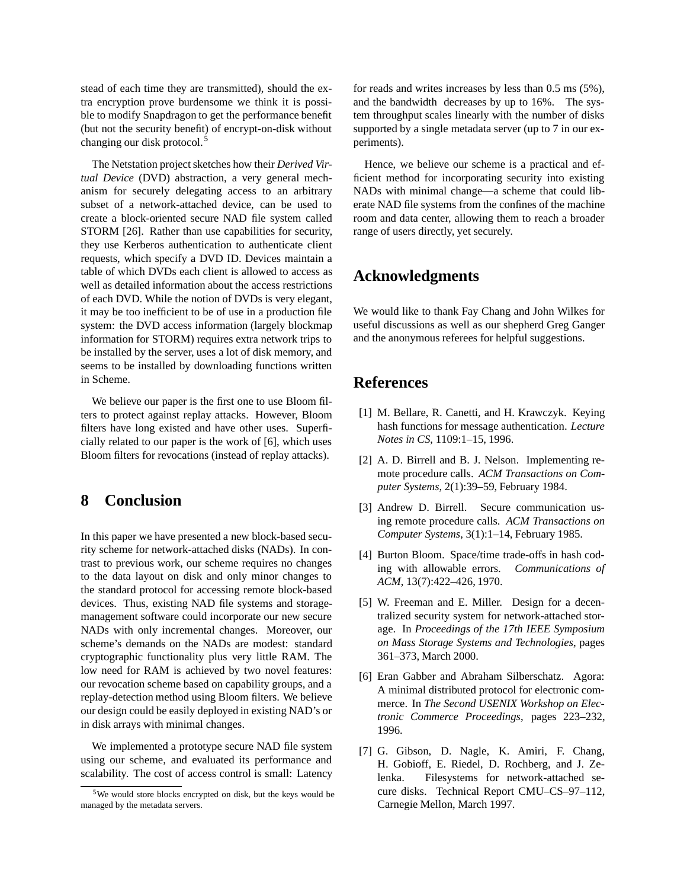stead of each time they are transmitted), should the extra encryption prove burdensome we think it is possible to modify Snapdragon to get the performance benefit (but not the security benefit) of encrypt-on-disk without changing our disk protocol. [5]

The Netstation project sketches how their *Derived Virtual Device* (DVD) abstraction, a very general mechanism for securely delegating access to an arbitrary subset of a network-attached device, can be used to create a block-oriented secure NAD file system called STORM [26]. Rather than use capabilities for security, they use Kerberos authentication to authenticate client requests, which specify a DVD ID. Devices maintain a table of which DVDs each client is allowed to access as well as detailed information about the access restrictions of each DVD. While the notion of DVDs is very elegant, it may be too inefficient to be of use in a production file system: the DVD access information (largely blockmap information for STORM) requires extra network trips to be installed by the server, uses a lot of disk memory, and seems to be installed by downloading functions written in Scheme.

We believe our paper is the first one to use Bloom filters to protect against replay attacks. However, Bloom filters have long existed and have other uses. Superficially related to our paper is the work of [6], which uses Bloom filters for revocations (instead of replay attacks).

## 8 Conclusion

In this paper we have presented a new block-based security scheme for network-attached disks (NADs). In contrast to previous work, our scheme requires no changes to the data layout on disk and only minor changes to the standard protocol for accessing remote block-based devices. Thus, existing NAD file systems and storage-management software could incorporate our new secure NADs with only incremental changes. Moreover, our scheme's demands on the NADs are modest: standard cryptographic functionality plus very little RAM. The low need for RAM is achieved by two novel features: our revocation scheme based on capability groups, and a replay-detection method using Bloom filters. We believe our design could be easily deployed in existing NAD's or in disk arrays with minimal changes.

We implemented a prototype secure NAD file system using our scheme, and evaluated its performance and scalability. The cost of access control is small: Latency for reads and writes increases by less than 0.5 ms (5%), and the bandwidth decreases by up to 16%. The system throughput scales linearly with the number of disks supported by a single metadata server (up to 7 in our experiments).

Hence, we believe our scheme is a practical and efficient method for incorporating security into existing NADs with minimal change—a scheme that could liberate NAD file systems from the confines of the machine room and data center, allowing them to reach a broader range of users directly, yet securely.

[5] We would store blocks encrypted on disk, but the keys would be managed by the metadata servers.

## Acknowledgments

We would like to thank Fay Chang and John Wilkes for useful discussions as well as our shepherd Greg Ganger and the anonymous referees for helpful suggestions.

## References

[1] M. Bellare, R. Canetti, and H. Krawczyk. Keying hash functions for message authentication. *Lecture Notes in CS*, 1109:1–15, 1996.

[2] A. D. Birrell and B. J. Nelson. Implementing remote procedure calls. *ACM Transactions on Computer Systems*, 2(1):39–59, February 1984.

[3] Andrew D. Birrell. Secure communication using remote procedure calls. *ACM Transactions on Computer Systems*, 3(1):1–14, February 1985.

[4] Burton Bloom. Space/time trade-offs in hash coding with allowable errors. *Communications of ACM*, 13(7):422–426, 1970.

[5] W. Freeman and E. Miller. Design for a decentralized security system for network-attached storage. In *Proceedings of the 17th IEEE Symposium on Mass Storage Systems and Technologies*, pages 361–373, March 2000.

[6] Eran Gabber and Abraham Silberschatz. Agora: A minimal distributed protocol for electronic commerce. In *The Second USENIX Workshop on Electronic Commerce Proceedings*, pages 223–232, 1996.

[7] G. Gibson, D. Nagle, K. Amiri, F. Chang, H. Gobioff, E. Riedel, D. Rochberg, and J. Zelenka. Filesystems for network-attached secure disks. Technical Report CMU–CS–97–112, Carnegie Mellon, March 1997.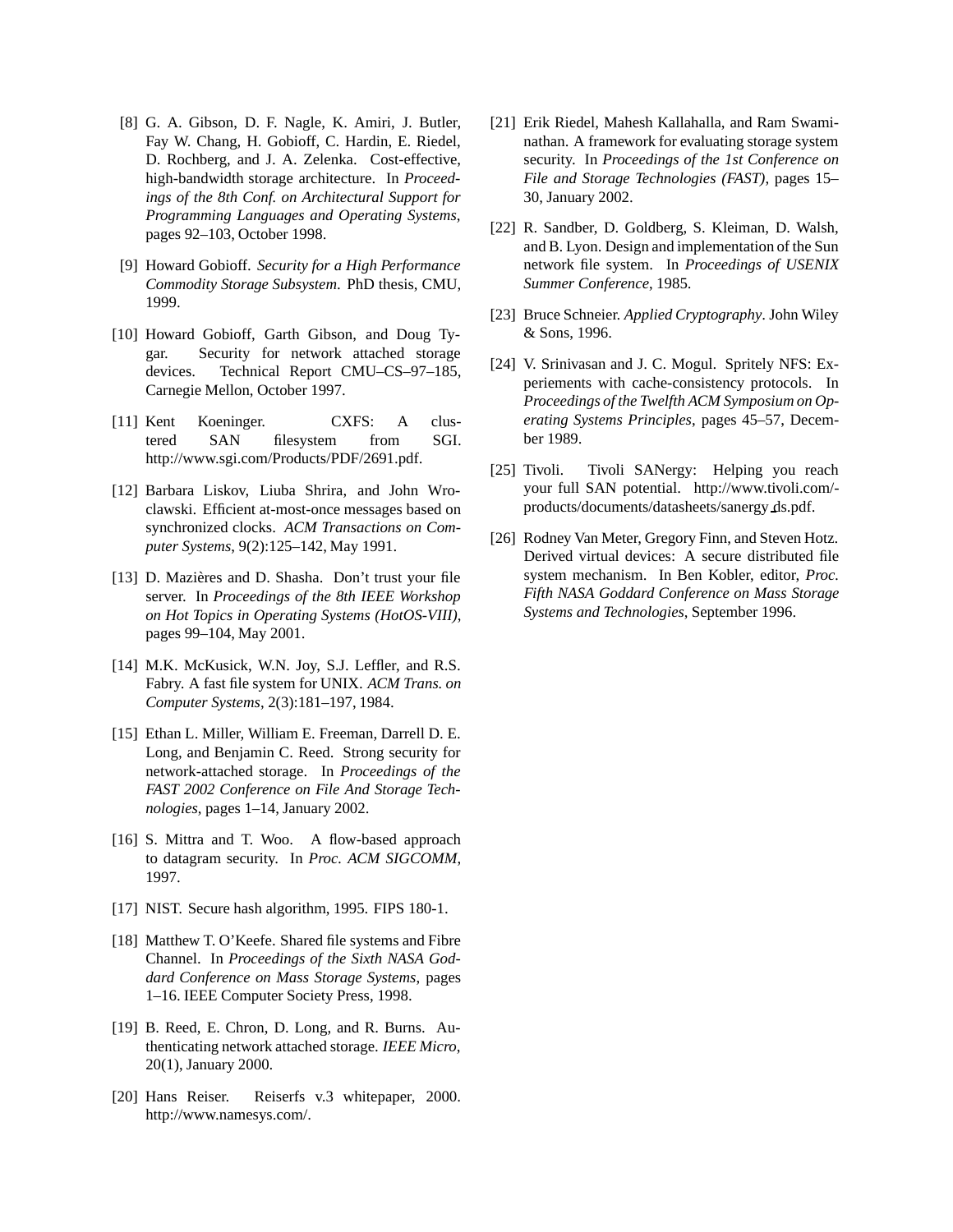[8] G. A. Gibson, D. F. Nagle, K. Amiri, J. Butler, Fay W. Chang, H. Gobioff, C. Hardin, E. Riedel, D. Rochberg, and J. A. Zelenka. Cost-effective, high-bandwidth storage architecture. In *Proceedings of the 8th Conf. on Architectural Support for Programming Languages and Operating Systems*, pages 92–103, October 1998.

[9] Howard Gobioff. *Security for a High Performance Commodity Storage Subsystem*. PhD thesis, CMU, 1999.

[10] Howard Gobioff, Garth Gibson, and Doug Tygar. Security for network attached storage devices. Technical Report CMU–CS–97–185, Carnegie Mellon, October 1997.

[11] Kent Koeninger. CXFS: A clustered SAN filesystem from SGI. http://www.sgi.com/Products/PDF/2691.pdf.

[12] Barbara Liskov, Liuba Shrira, and John Wroclawski. Efficient at-most-once messages based on synchronized clocks. *ACM Transactions on Computer Systems*, 9(2):125–142, May 1991.

[13] D. Mazières and D. Shasha. Don't trust your file server. In *Proceedings of the 8th IEEE Workshop on Hot Topics in Operating Systems (HotOS-VIII)*, pages 99–104, May 2001.

[14] M.K. McKusick, W.N. Joy, S.J. Leffler, and R.S. Fabry. A fast file system for UNIX. *ACM Trans. on Computer Systems*, 2(3):181–197, 1984.

[15] Ethan L. Miller, William E. Freeman, Darrell D. E. Long, and Benjamin C. Reed. Strong security for network-attached storage. In *Proceedings of the FAST 2002 Conference on File And Storage Technologies*, pages 1–14, January 2002.

[16] S. Mittra and T. Woo. A flow-based approach to datagram security. In *Proc. ACM SIGCOMM*, 1997.

[17] NIST. Secure hash algorithm, 1995. FIPS 180-1.

[18] Matthew T. O'Keefe. Shared file systems and Fibre Channel. In *Proceedings of the Sixth NASA Goddard Conference on Mass Storage Systems*, pages 1–16. IEEE Computer Society Press, 1998.

[19] B. Reed, E. Chron, D. Long, and R. Burns. Authenticating network attached storage. *IEEE Micro*, 20(1), January 2000.

[20] Hans Reiser. Reiserfs v.3 whitepaper, 2000. http://www.namesys.com/.

[21] Erik Riedel, Mahesh Kallahalla, and Ram Swaminathan. A framework for evaluating storage system security. In *Proceedings of the 1st Conference on File and Storage Technologies (FAST)*, pages 15–30, January 2002.

[22] R. Sandber, D. Goldberg, S. Kleiman, D. Walsh, and B. Lyon. Design and implementation of the Sun network file system. In *Proceedings of USENIX Summer Conference*, 1985.

[23] Bruce Schneier. *Applied Cryptography*. John Wiley & Sons, 1996.

[24] V. Srinivasan and J. C. Mogul. Spritely NFS: Experiements with cache-consistency protocols. In *Proceedings of the Twelfth ACM Symposium on Operating Systems Principles*, pages 45–57, December 1989.

[25] Tivoli. Tivoli SANergy: Helping you reach your full SAN potential. http://www.tivoli.com/products/documents/datasheets/sanergy_ds.pdf.

[26] Rodney Van Meter, Gregory Finn, and Steven Hotz. Derived virtual devices: A secure distributed file system mechanism. In Ben Kobler, editor, *Proc. Fifth NASA Goddard Conference on Mass Storage Systems and Technologies*, September 1996.